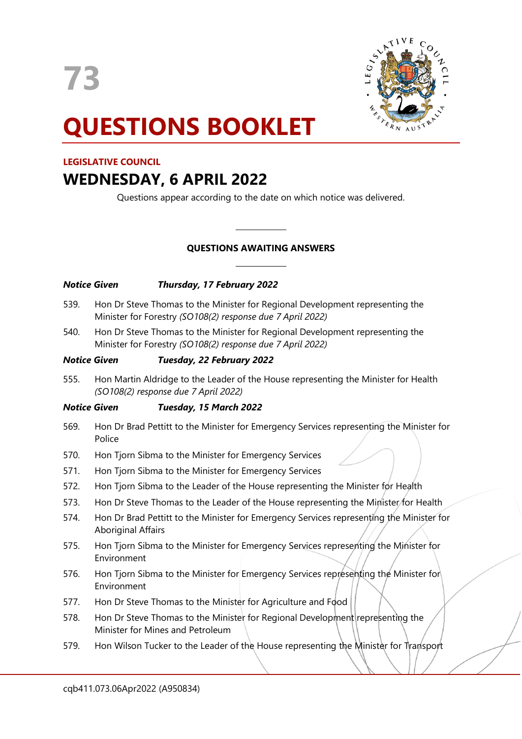73

# QUESTIONS BOOKLET

**LEGISLATIVE COUNCIL**

## WEDNESDAY, 6 APRIL 2022

Questions appear according to the date on which notice was delivered.

---

**QUESTIONS AWAITING ANSWERS**

---

***Notice Given Thursday, 17 February 2022***

539. Hon Dr Steve Thomas to the Minister for Regional Development representing the Minister for Forestry *(SO108(2) response due 7 April 2022)*

540. Hon Dr Steve Thomas to the Minister for Regional Development representing the Minister for Forestry *(SO108(2) response due 7 April 2022)*

***Notice Given Tuesday, 22 February 2022***

555. Hon Martin Aldridge to the Leader of the House representing the Minister for Health *(SO108(2) response due 7 April 2022)*

***Notice Given Tuesday, 15 March 2022***

569. Hon Dr Brad Pettitt to the Minister for Emergency Services representing the Minister for Police

570. Hon Tjorn Sibma to the Minister for Emergency Services

571. Hon Tjorn Sibma to the Minister for Emergency Services

572. Hon Tjorn Sibma to the Leader of the House representing the Minister for Health

573. Hon Dr Steve Thomas to the Leader of the House representing the Minister for Health

574. Hon Dr Brad Pettitt to the Minister for Emergency Services representing the Minister for Aboriginal Affairs

575. Hon Tjorn Sibma to the Minister for Emergency Services representing the Minister for Environment

576. Hon Tjorn Sibma to the Minister for Emergency Services representing the Minister for Environment

577. Hon Dr Steve Thomas to the Minister for Agriculture and Food

578. Hon Dr Steve Thomas to the Minister for Regional Development representing the Minister for Mines and Petroleum

579. Hon Wilson Tucker to the Leader of the House representing the Minister for Transport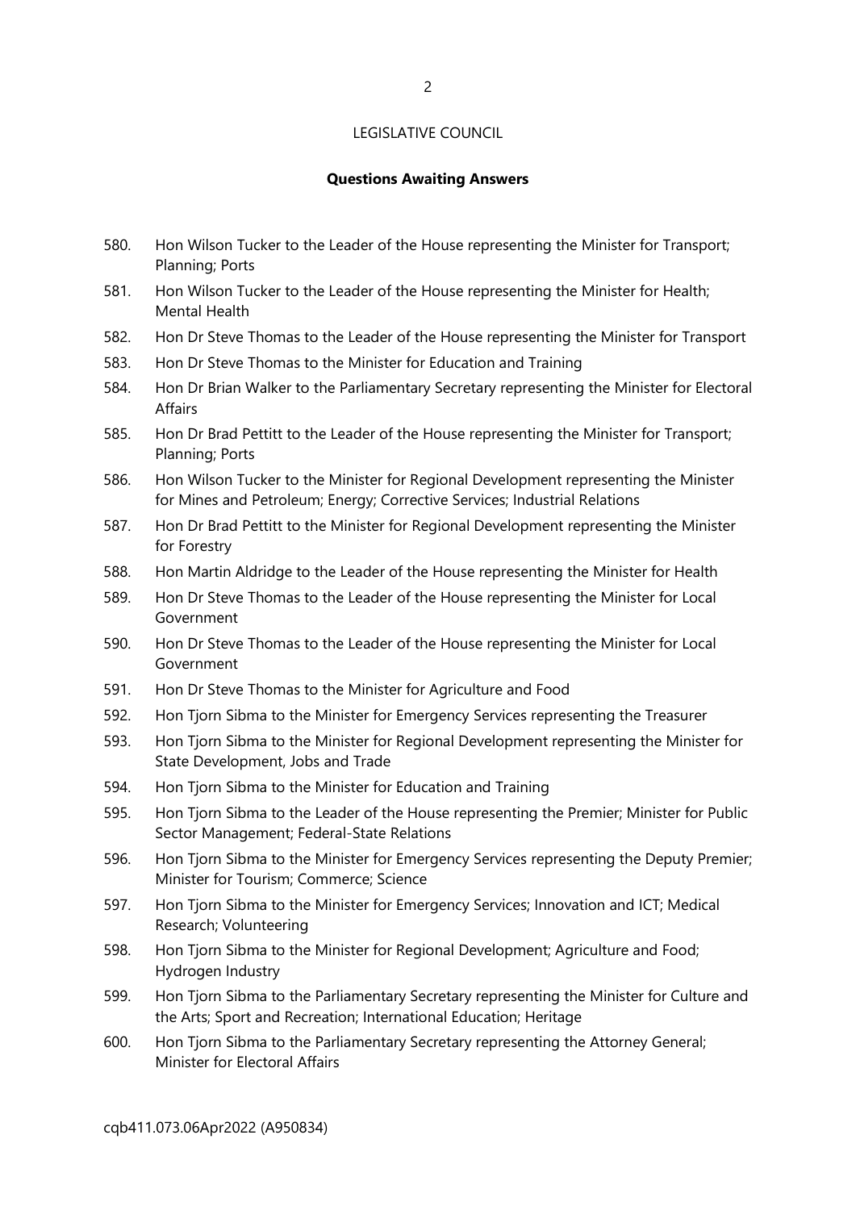LEGISLATIVE COUNCIL

**Questions Awaiting Answers**

580. Hon Wilson Tucker to the Leader of the House representing the Minister for Transport; Planning; Ports
581. Hon Wilson Tucker to the Leader of the House representing the Minister for Health; Mental Health
582. Hon Dr Steve Thomas to the Leader of the House representing the Minister for Transport
583. Hon Dr Steve Thomas to the Minister for Education and Training
584. Hon Dr Brian Walker to the Parliamentary Secretary representing the Minister for Electoral Affairs
585. Hon Dr Brad Pettitt to the Leader of the House representing the Minister for Transport; Planning; Ports
586. Hon Wilson Tucker to the Minister for Regional Development representing the Minister for Mines and Petroleum; Energy; Corrective Services; Industrial Relations
587. Hon Dr Brad Pettitt to the Minister for Regional Development representing the Minister for Forestry
588. Hon Martin Aldridge to the Leader of the House representing the Minister for Health
589. Hon Dr Steve Thomas to the Leader of the House representing the Minister for Local Government
590. Hon Dr Steve Thomas to the Leader of the House representing the Minister for Local Government
591. Hon Dr Steve Thomas to the Minister for Agriculture and Food
592. Hon Tjorn Sibma to the Minister for Emergency Services representing the Treasurer
593. Hon Tjorn Sibma to the Minister for Regional Development representing the Minister for State Development, Jobs and Trade
594. Hon Tjorn Sibma to the Minister for Education and Training
595. Hon Tjorn Sibma to the Leader of the House representing the Premier; Minister for Public Sector Management; Federal-State Relations
596. Hon Tjorn Sibma to the Minister for Emergency Services representing the Deputy Premier; Minister for Tourism; Commerce; Science
597. Hon Tjorn Sibma to the Minister for Emergency Services; Innovation and ICT; Medical Research; Volunteering
598. Hon Tjorn Sibma to the Minister for Regional Development; Agriculture and Food; Hydrogen Industry
599. Hon Tjorn Sibma to the Parliamentary Secretary representing the Minister for Culture and the Arts; Sport and Recreation; International Education; Heritage
600. Hon Tjorn Sibma to the Parliamentary Secretary representing the Attorney General; Minister for Electoral Affairs

cqb411.073.06Apr2022 (A950834)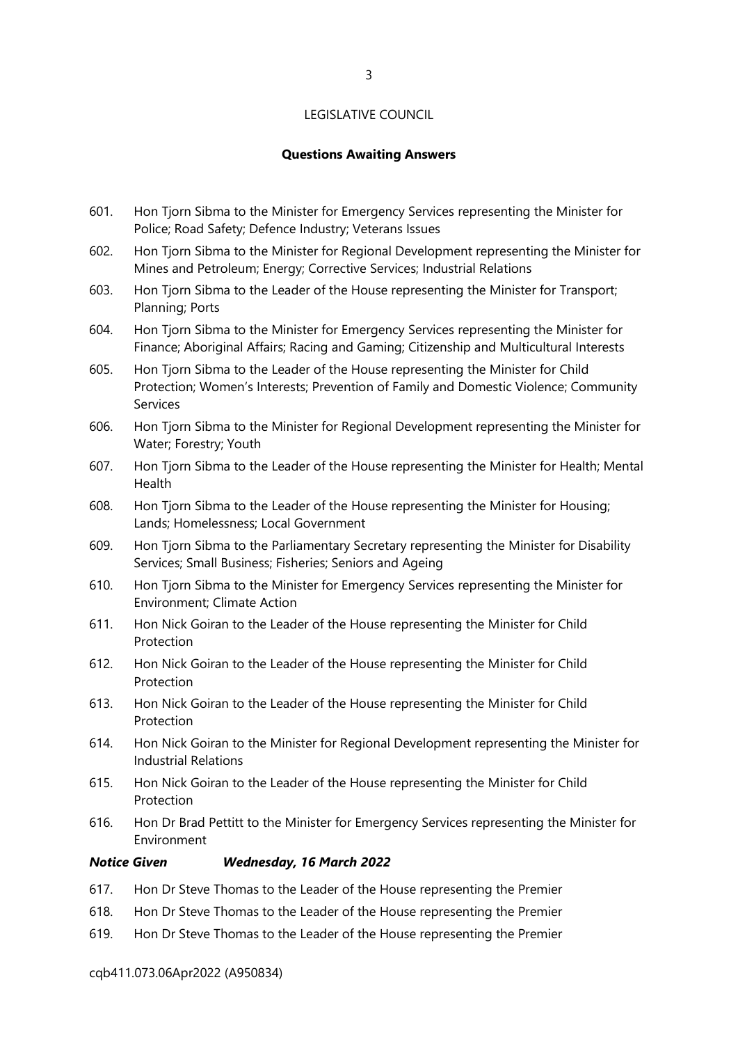LEGISLATIVE COUNCIL

**Questions Awaiting Answers**

601. Hon Tjorn Sibma to the Minister for Emergency Services representing the Minister for Police; Road Safety; Defence Industry; Veterans Issues
602. Hon Tjorn Sibma to the Minister for Regional Development representing the Minister for Mines and Petroleum; Energy; Corrective Services; Industrial Relations
603. Hon Tjorn Sibma to the Leader of the House representing the Minister for Transport; Planning; Ports
604. Hon Tjorn Sibma to the Minister for Emergency Services representing the Minister for Finance; Aboriginal Affairs; Racing and Gaming; Citizenship and Multicultural Interests
605. Hon Tjorn Sibma to the Leader of the House representing the Minister for Child Protection; Women's Interests; Prevention of Family and Domestic Violence; Community Services
606. Hon Tjorn Sibma to the Minister for Regional Development representing the Minister for Water; Forestry; Youth
607. Hon Tjorn Sibma to the Leader of the House representing the Minister for Health; Mental Health
608. Hon Tjorn Sibma to the Leader of the House representing the Minister for Housing; Lands; Homelessness; Local Government
609. Hon Tjorn Sibma to the Parliamentary Secretary representing the Minister for Disability Services; Small Business; Fisheries; Seniors and Ageing
610. Hon Tjorn Sibma to the Minister for Emergency Services representing the Minister for Environment; Climate Action
611. Hon Nick Goiran to the Leader of the House representing the Minister for Child Protection
612. Hon Nick Goiran to the Leader of the House representing the Minister for Child Protection
613. Hon Nick Goiran to the Leader of the House representing the Minister for Child Protection
614. Hon Nick Goiran to the Minister for Regional Development representing the Minister for Industrial Relations
615. Hon Nick Goiran to the Leader of the House representing the Minister for Child Protection
616. Hon Dr Brad Pettitt to the Minister for Emergency Services representing the Minister for Environment

***Notice Given Wednesday, 16 March 2022***

617. Hon Dr Steve Thomas to the Leader of the House representing the Premier
618. Hon Dr Steve Thomas to the Leader of the House representing the Premier
619. Hon Dr Steve Thomas to the Leader of the House representing the Premier

cqb411.073.06Apr2022 (A950834)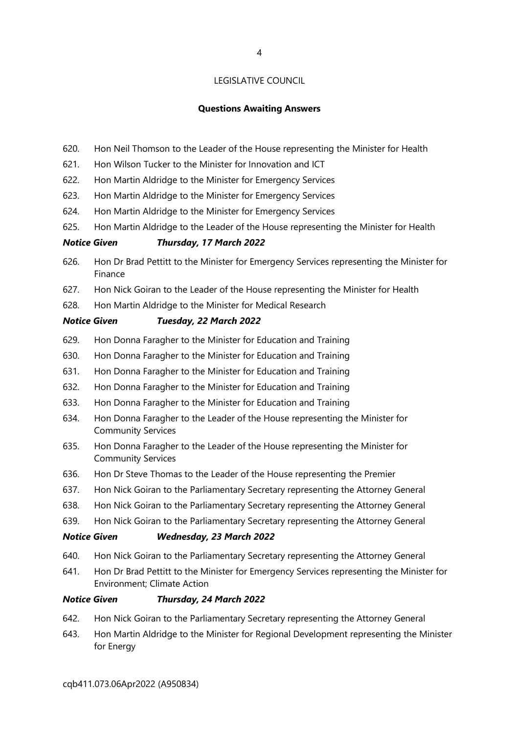LEGISLATIVE COUNCIL

**Questions Awaiting Answers**

620. Hon Neil Thomson to the Leader of the House representing the Minister for Health
621. Hon Wilson Tucker to the Minister for Innovation and ICT
622. Hon Martin Aldridge to the Minister for Emergency Services
623. Hon Martin Aldridge to the Minister for Emergency Services
624. Hon Martin Aldridge to the Minister for Emergency Services
625. Hon Martin Aldridge to the Leader of the House representing the Minister for Health

***Notice Given Thursday, 17 March 2022***

626. Hon Dr Brad Pettitt to the Minister for Emergency Services representing the Minister for Finance
627. Hon Nick Goiran to the Leader of the House representing the Minister for Health
628. Hon Martin Aldridge to the Minister for Medical Research

***Notice Given Tuesday, 22 March 2022***

629. Hon Donna Faragher to the Minister for Education and Training
630. Hon Donna Faragher to the Minister for Education and Training
631. Hon Donna Faragher to the Minister for Education and Training
632. Hon Donna Faragher to the Minister for Education and Training
633. Hon Donna Faragher to the Minister for Education and Training
634. Hon Donna Faragher to the Leader of the House representing the Minister for Community Services
635. Hon Donna Faragher to the Leader of the House representing the Minister for Community Services
636. Hon Dr Steve Thomas to the Leader of the House representing the Premier
637. Hon Nick Goiran to the Parliamentary Secretary representing the Attorney General
638. Hon Nick Goiran to the Parliamentary Secretary representing the Attorney General
639. Hon Nick Goiran to the Parliamentary Secretary representing the Attorney General

***Notice Given Wednesday, 23 March 2022***

640. Hon Nick Goiran to the Parliamentary Secretary representing the Attorney General
641. Hon Dr Brad Pettitt to the Minister for Emergency Services representing the Minister for Environment; Climate Action

***Notice Given Thursday, 24 March 2022***

642. Hon Nick Goiran to the Parliamentary Secretary representing the Attorney General
643. Hon Martin Aldridge to the Minister for Regional Development representing the Minister for Energy

cqb411.073.06Apr2022 (A950834)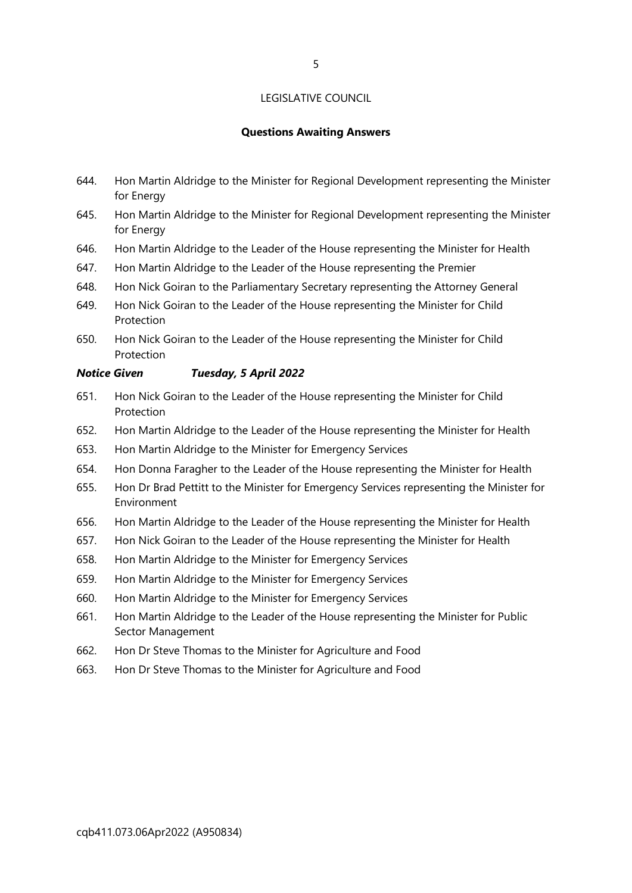LEGISLATIVE COUNCIL

**Questions Awaiting Answers**

644. Hon Martin Aldridge to the Minister for Regional Development representing the Minister for Energy
645. Hon Martin Aldridge to the Minister for Regional Development representing the Minister for Energy
646. Hon Martin Aldridge to the Leader of the House representing the Minister for Health
647. Hon Martin Aldridge to the Leader of the House representing the Premier
648. Hon Nick Goiran to the Parliamentary Secretary representing the Attorney General
649. Hon Nick Goiran to the Leader of the House representing the Minister for Child Protection
650. Hon Nick Goiran to the Leader of the House representing the Minister for Child Protection

***Notice Given Tuesday, 5 April 2022***

651. Hon Nick Goiran to the Leader of the House representing the Minister for Child Protection
652. Hon Martin Aldridge to the Leader of the House representing the Minister for Health
653. Hon Martin Aldridge to the Minister for Emergency Services
654. Hon Donna Faragher to the Leader of the House representing the Minister for Health
655. Hon Dr Brad Pettitt to the Minister for Emergency Services representing the Minister for Environment
656. Hon Martin Aldridge to the Leader of the House representing the Minister for Health
657. Hon Nick Goiran to the Leader of the House representing the Minister for Health
658. Hon Martin Aldridge to the Minister for Emergency Services
659. Hon Martin Aldridge to the Minister for Emergency Services
660. Hon Martin Aldridge to the Minister for Emergency Services
661. Hon Martin Aldridge to the Leader of the House representing the Minister for Public Sector Management
662. Hon Dr Steve Thomas to the Minister for Agriculture and Food
663. Hon Dr Steve Thomas to the Minister for Agriculture and Food

cqb411.073.06Apr2022 (A950834)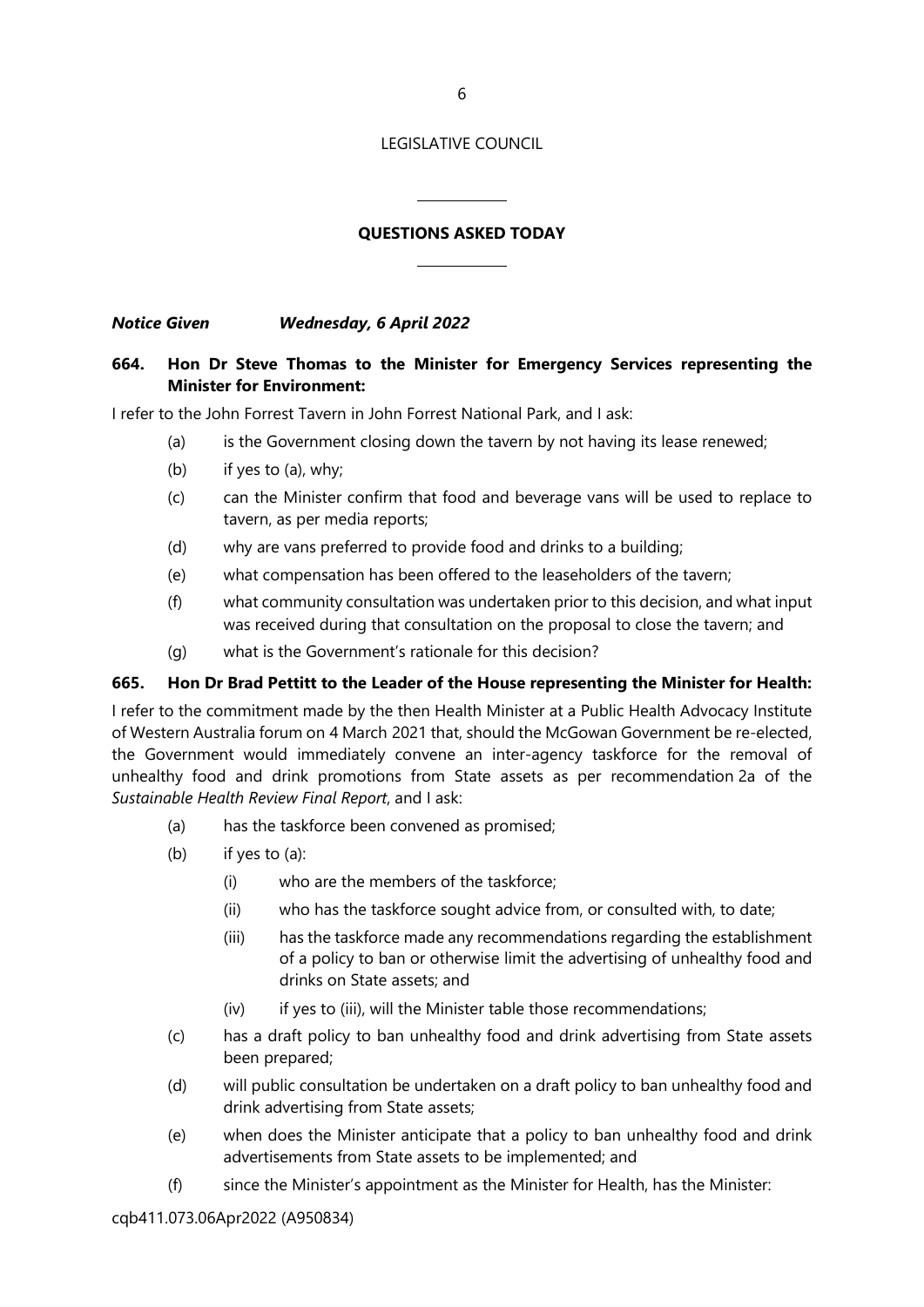LEGISLATIVE COUNCIL

## QUESTIONS ASKED TODAY

***Notice Given Wednesday, 6 April 2022***

**664. Hon Dr Steve Thomas to the Minister for Emergency Services representing the Minister for Environment:**

I refer to the John Forrest Tavern in John Forrest National Park, and I ask:

(a) is the Government closing down the tavern by not having its lease renewed;

(b) if yes to (a), why;

(c) can the Minister confirm that food and beverage vans will be used to replace to tavern, as per media reports;

(d) why are vans preferred to provide food and drinks to a building;

(e) what compensation has been offered to the leaseholders of the tavern;

(f) what community consultation was undertaken prior to this decision, and what input was received during that consultation on the proposal to close the tavern; and

(g) what is the Government's rationale for this decision?

**665. Hon Dr Brad Pettitt to the Leader of the House representing the Minister for Health:**

I refer to the commitment made by the then Health Minister at a Public Health Advocacy Institute of Western Australia forum on 4 March 2021 that, should the McGowan Government be re-elected, the Government would immediately convene an inter-agency taskforce for the removal of unhealthy food and drink promotions from State assets as per recommendation 2a of the *Sustainable Health Review Final Report*, and I ask:

(a) has the taskforce been convened as promised;

(b) if yes to (a):

  (i) who are the members of the taskforce;

  (ii) who has the taskforce sought advice from, or consulted with, to date;

  (iii) has the taskforce made any recommendations regarding the establishment of a policy to ban or otherwise limit the advertising of unhealthy food and drinks on State assets; and

  (iv) if yes to (iii), will the Minister table those recommendations;

(c) has a draft policy to ban unhealthy food and drink advertising from State assets been prepared;

(d) will public consultation be undertaken on a draft policy to ban unhealthy food and drink advertising from State assets;

(e) when does the Minister anticipate that a policy to ban unhealthy food and drink advertisements from State assets to be implemented; and

(f) since the Minister's appointment as the Minister for Health, has the Minister:

cqb411.073.06Apr2022 (A950834)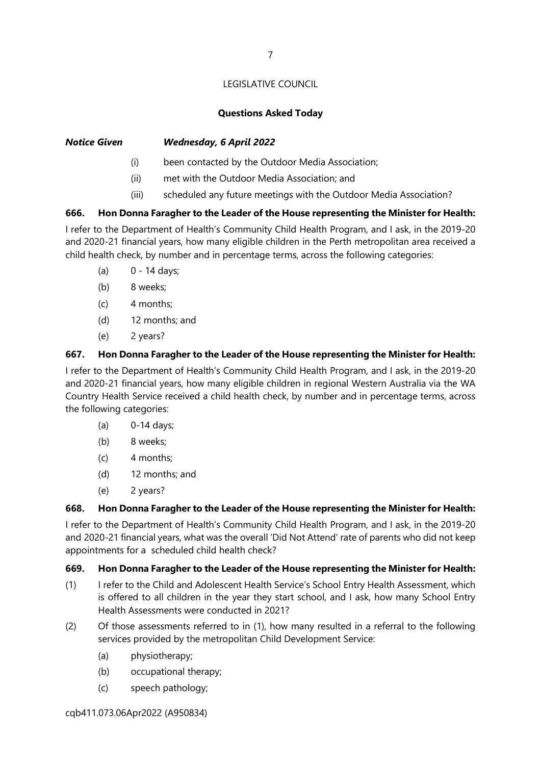LEGISLATIVE COUNCIL

**Questions Asked Today**

***Notice Given Wednesday, 6 April 2022***

- (i) been contacted by the Outdoor Media Association;
- (ii) met with the Outdoor Media Association; and
- (iii) scheduled any future meetings with the Outdoor Media Association?

**666. Hon Donna Faragher to the Leader of the House representing the Minister for Health:**

I refer to the Department of Health's Community Child Health Program, and I ask, in the 2019-20 and 2020-21 financial years, how many eligible children in the Perth metropolitan area received a child health check, by number and in percentage terms, across the following categories:

- (a) 0 - 14 days;
- (b) 8 weeks;
- (c) 4 months;
- (d) 12 months; and
- (e) 2 years?

**667. Hon Donna Faragher to the Leader of the House representing the Minister for Health:**

I refer to the Department of Health's Community Child Health Program, and I ask, in the 2019-20 and 2020-21 financial years, how many eligible children in regional Western Australia via the WA Country Health Service received a child health check, by number and in percentage terms, across the following categories:

- (a) 0-14 days;
- (b) 8 weeks;
- (c) 4 months;
- (d) 12 months; and
- (e) 2 years?

**668. Hon Donna Faragher to the Leader of the House representing the Minister for Health:**

I refer to the Department of Health's Community Child Health Program, and I ask, in the 2019-20 and 2020-21 financial years, what was the overall 'Did Not Attend' rate of parents who did not keep appointments for a scheduled child health check?

**669. Hon Donna Faragher to the Leader of the House representing the Minister for Health:**

(1) I refer to the Child and Adolescent Health Service's School Entry Health Assessment, which is offered to all children in the year they start school, and I ask, how many School Entry Health Assessments were conducted in 2021?

(2) Of those assessments referred to in (1), how many resulted in a referral to the following services provided by the metropolitan Child Development Service:

- (a) physiotherapy;
- (b) occupational therapy;
- (c) speech pathology;

cqb411.073.06Apr2022 (A950834)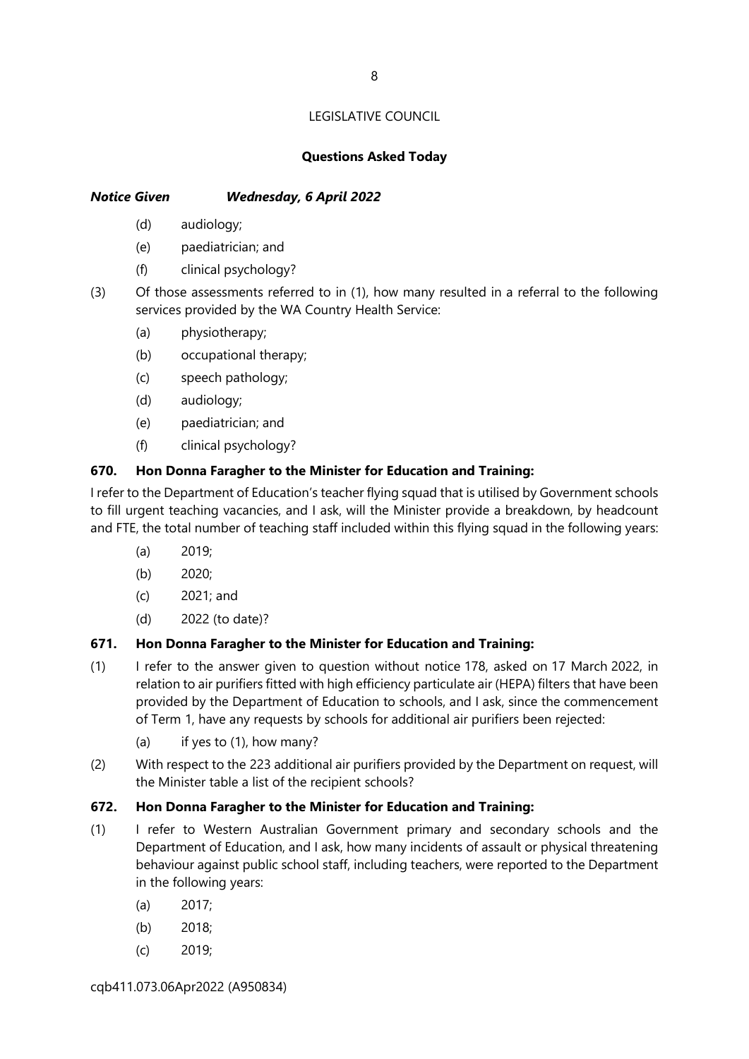LEGISLATIVE COUNCIL

**Questions Asked Today**

***Notice Given Wednesday, 6 April 2022***

- (d) audiology;
- (e) paediatrician; and
- (f) clinical psychology?

(3) Of those assessments referred to in (1), how many resulted in a referral to the following services provided by the WA Country Health Service:

- (a) physiotherapy;
- (b) occupational therapy;
- (c) speech pathology;
- (d) audiology;
- (e) paediatrician; and
- (f) clinical psychology?

**670. Hon Donna Faragher to the Minister for Education and Training:**

I refer to the Department of Education's teacher flying squad that is utilised by Government schools to fill urgent teaching vacancies, and I ask, will the Minister provide a breakdown, by headcount and FTE, the total number of teaching staff included within this flying squad in the following years:

- (a) 2019;
- (b) 2020;
- (c) 2021; and
- (d) 2022 (to date)?

**671. Hon Donna Faragher to the Minister for Education and Training:**

(1) I refer to the answer given to question without notice 178, asked on 17 March 2022, in relation to air purifiers fitted with high efficiency particulate air (HEPA) filters that have been provided by the Department of Education to schools, and I ask, since the commencement of Term 1, have any requests by schools for additional air purifiers been rejected:

- (a) if yes to (1), how many?

(2) With respect to the 223 additional air purifiers provided by the Department on request, will the Minister table a list of the recipient schools?

**672. Hon Donna Faragher to the Minister for Education and Training:**

(1) I refer to Western Australian Government primary and secondary schools and the Department of Education, and I ask, how many incidents of assault or physical threatening behaviour against public school staff, including teachers, were reported to the Department in the following years:

- (a) 2017;
- (b) 2018;
- (c) 2019;

cqb411.073.06Apr2022 (A950834)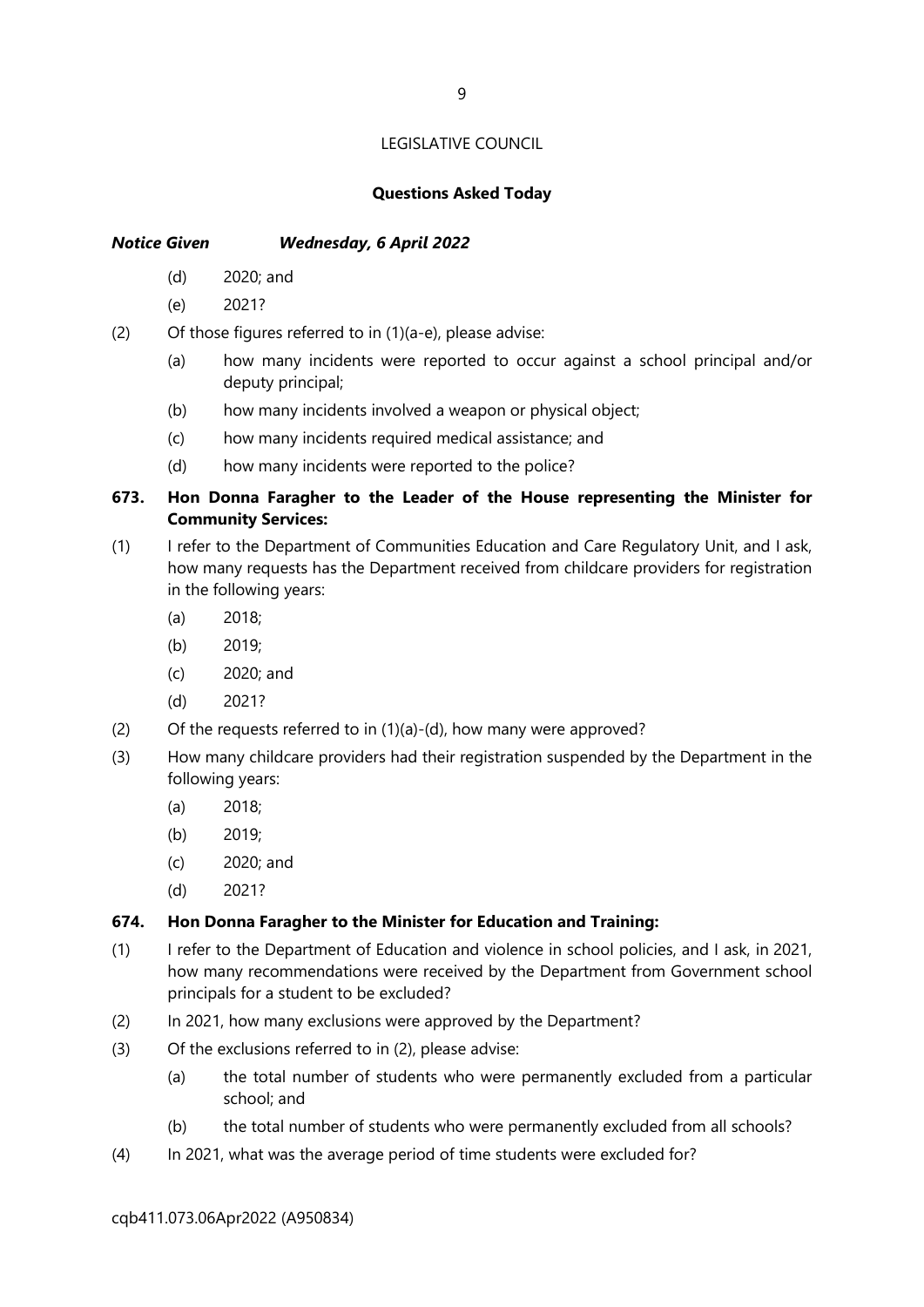LEGISLATIVE COUNCIL

**Questions Asked Today**

***Notice Given Wednesday, 6 April 2022***

- (d) 2020; and
- (e) 2021?

(2) Of those figures referred to in (1)(a-e), please advise:

- (a) how many incidents were reported to occur against a school principal and/or deputy principal;
- (b) how many incidents involved a weapon or physical object;
- (c) how many incidents required medical assistance; and
- (d) how many incidents were reported to the police?

**673. Hon Donna Faragher to the Leader of the House representing the Minister for Community Services:**

(1) I refer to the Department of Communities Education and Care Regulatory Unit, and I ask, how many requests has the Department received from childcare providers for registration in the following years:

- (a) 2018;
- (b) 2019;
- (c) 2020; and
- (d) 2021?

(2) Of the requests referred to in (1)(a)-(d), how many were approved?

(3) How many childcare providers had their registration suspended by the Department in the following years:

- (a) 2018;
- (b) 2019;
- (c) 2020; and
- (d) 2021?

**674. Hon Donna Faragher to the Minister for Education and Training:**

(1) I refer to the Department of Education and violence in school policies, and I ask, in 2021, how many recommendations were received by the Department from Government school principals for a student to be excluded?

(2) In 2021, how many exclusions were approved by the Department?

(3) Of the exclusions referred to in (2), please advise:

- (a) the total number of students who were permanently excluded from a particular school; and
- (b) the total number of students who were permanently excluded from all schools?

(4) In 2021, what was the average period of time students were excluded for?

cqb411.073.06Apr2022 (A950834)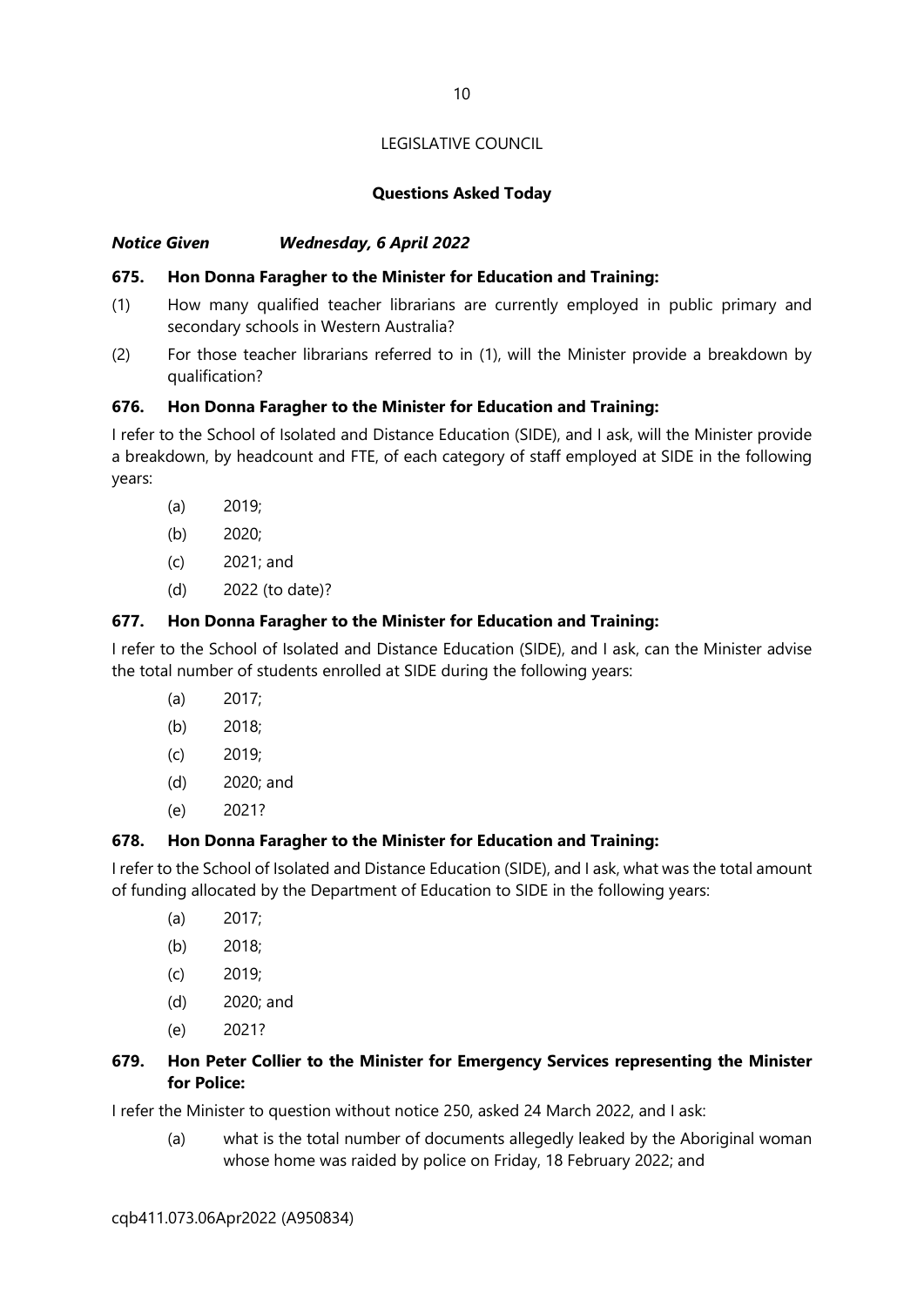LEGISLATIVE COUNCIL

**Questions Asked Today**

***Notice Given Wednesday, 6 April 2022***

**675. Hon Donna Faragher to the Minister for Education and Training:**

(1) How many qualified teacher librarians are currently employed in public primary and secondary schools in Western Australia?

(2) For those teacher librarians referred to in (1), will the Minister provide a breakdown by qualification?

**676. Hon Donna Faragher to the Minister for Education and Training:**

I refer to the School of Isolated and Distance Education (SIDE), and I ask, will the Minister provide a breakdown, by headcount and FTE, of each category of staff employed at SIDE in the following years:

(a) 2019;

(b) 2020;

(c) 2021; and

(d) 2022 (to date)?

**677. Hon Donna Faragher to the Minister for Education and Training:**

I refer to the School of Isolated and Distance Education (SIDE), and I ask, can the Minister advise the total number of students enrolled at SIDE during the following years:

(a) 2017;

(b) 2018;

(c) 2019;

(d) 2020; and

(e) 2021?

**678. Hon Donna Faragher to the Minister for Education and Training:**

I refer to the School of Isolated and Distance Education (SIDE), and I ask, what was the total amount of funding allocated by the Department of Education to SIDE in the following years:

(a) 2017;

(b) 2018;

(c) 2019;

(d) 2020; and

(e) 2021?

**679. Hon Peter Collier to the Minister for Emergency Services representing the Minister for Police:**

I refer the Minister to question without notice 250, asked 24 March 2022, and I ask:

(a) what is the total number of documents allegedly leaked by the Aboriginal woman whose home was raided by police on Friday, 18 February 2022; and

cqb411.073.06Apr2022 (A950834)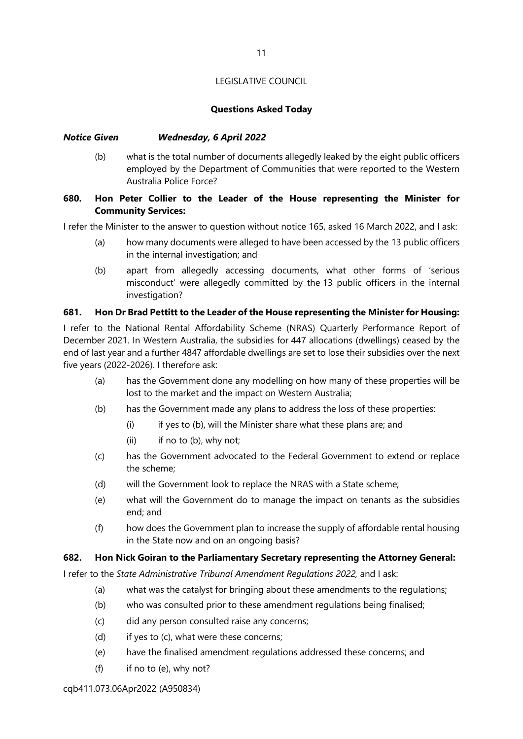LEGISLATIVE COUNCIL

**Questions Asked Today**

***Notice Given Wednesday, 6 April 2022***

(b) what is the total number of documents allegedly leaked by the eight public officers employed by the Department of Communities that were reported to the Western Australia Police Force?

**680. Hon Peter Collier to the Leader of the House representing the Minister for Community Services:**

I refer the Minister to the answer to question without notice 165, asked 16 March 2022, and I ask:

(a) how many documents were alleged to have been accessed by the 13 public officers in the internal investigation; and

(b) apart from allegedly accessing documents, what other forms of 'serious misconduct' were allegedly committed by the 13 public officers in the internal investigation?

**681. Hon Dr Brad Pettitt to the Leader of the House representing the Minister for Housing:**

I refer to the National Rental Affordability Scheme (NRAS) Quarterly Performance Report of December 2021. In Western Australia, the subsidies for 447 allocations (dwellings) ceased by the end of last year and a further 4847 affordable dwellings are set to lose their subsidies over the next five years (2022-2026). I therefore ask:

(a) has the Government done any modelling on how many of these properties will be lost to the market and the impact on Western Australia;

(b) has the Government made any plans to address the loss of these properties:

  (i) if yes to (b), will the Minister share what these plans are; and

  (ii) if no to (b), why not;

(c) has the Government advocated to the Federal Government to extend or replace the scheme;

(d) will the Government look to replace the NRAS with a State scheme;

(e) what will the Government do to manage the impact on tenants as the subsidies end; and

(f) how does the Government plan to increase the supply of affordable rental housing in the State now and on an ongoing basis?

**682. Hon Nick Goiran to the Parliamentary Secretary representing the Attorney General:**

I refer to the *State Administrative Tribunal Amendment Regulations 2022,* and I ask:

(a) what was the catalyst for bringing about these amendments to the regulations;

(b) who was consulted prior to these amendment regulations being finalised;

(c) did any person consulted raise any concerns;

(d) if yes to (c), what were these concerns;

(e) have the finalised amendment regulations addressed these concerns; and

(f) if no to (e), why not?

cqb411.073.06Apr2022 (A950834)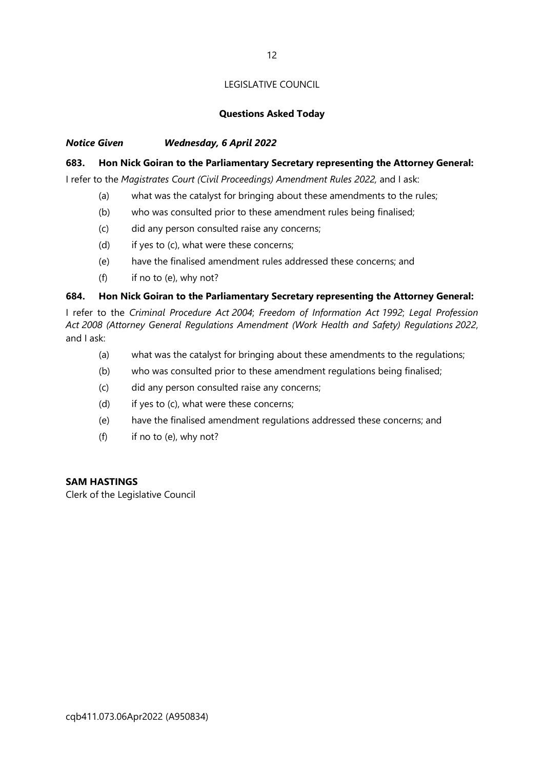LEGISLATIVE COUNCIL

**Questions Asked Today**

***Notice Given Wednesday, 6 April 2022***

**683. Hon Nick Goiran to the Parliamentary Secretary representing the Attorney General:**

I refer to the *Magistrates Court (Civil Proceedings) Amendment Rules 2022,* and I ask:

(a) what was the catalyst for bringing about these amendments to the rules;

(b) who was consulted prior to these amendment rules being finalised;

(c) did any person consulted raise any concerns;

(d) if yes to (c), what were these concerns;

(e) have the finalised amendment rules addressed these concerns; and

(f) if no to (e), why not?

**684. Hon Nick Goiran to the Parliamentary Secretary representing the Attorney General:**

I refer to the *Criminal Procedure Act 2004*; *Freedom of Information Act 1992*; *Legal Profession Act 2008 (Attorney General Regulations Amendment (Work Health and Safety) Regulations 2022*, and I ask:

(a) what was the catalyst for bringing about these amendments to the regulations;

(b) who was consulted prior to these amendment regulations being finalised;

(c) did any person consulted raise any concerns;

(d) if yes to (c), what were these concerns;

(e) have the finalised amendment regulations addressed these concerns; and

(f) if no to (e), why not?

**SAM HASTINGS**
Clerk of the Legislative Council

cqb411.073.06Apr2022 (A950834)